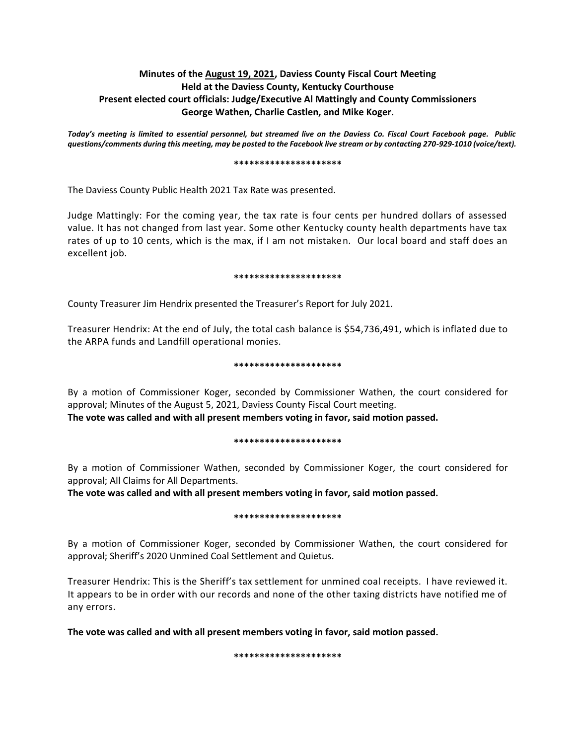**Minutes of the August 19, 2021, Daviess County Fiscal Court Meeting**
**Held at the Daviess County, Kentucky Courthouse**
**Present elected court officials: Judge/Executive Al Mattingly and County Commissioners George Wathen, Charlie Castlen, and Mike Koger.**

***Today's meeting is limited to essential personnel, but streamed live on the Daviess Co. Fiscal Court Facebook page. Public questions/comments during this meeting, may be posted to the Facebook live stream or by contacting 270-929-1010 (voice/text).***

*********************

The Daviess County Public Health 2021 Tax Rate was presented.

Judge Mattingly: For the coming year, the tax rate is four cents per hundred dollars of assessed value. It has not changed from last year. Some other Kentucky county health departments have tax rates of up to 10 cents, which is the max, if I am not mistaken. Our local board and staff does an excellent job.

*********************

County Treasurer Jim Hendrix presented the Treasurer's Report for July 2021.

Treasurer Hendrix: At the end of July, the total cash balance is $54,736,491, which is inflated due to the ARPA funds and Landfill operational monies.

*********************

By a motion of Commissioner Koger, seconded by Commissioner Wathen, the court considered for approval; Minutes of the August 5, 2021, Daviess County Fiscal Court meeting.
**The vote was called and with all present members voting in favor, said motion passed.**

*********************

By a motion of Commissioner Wathen, seconded by Commissioner Koger, the court considered for approval; All Claims for All Departments.
**The vote was called and with all present members voting in favor, said motion passed.**

*********************

By a motion of Commissioner Koger, seconded by Commissioner Wathen, the court considered for approval; Sheriff's 2020 Unmined Coal Settlement and Quietus.

Treasurer Hendrix: This is the Sheriff's tax settlement for unmined coal receipts. I have reviewed it. It appears to be in order with our records and none of the other taxing districts have notified me of any errors.

**The vote was called and with all present members voting in favor, said motion passed.**

*********************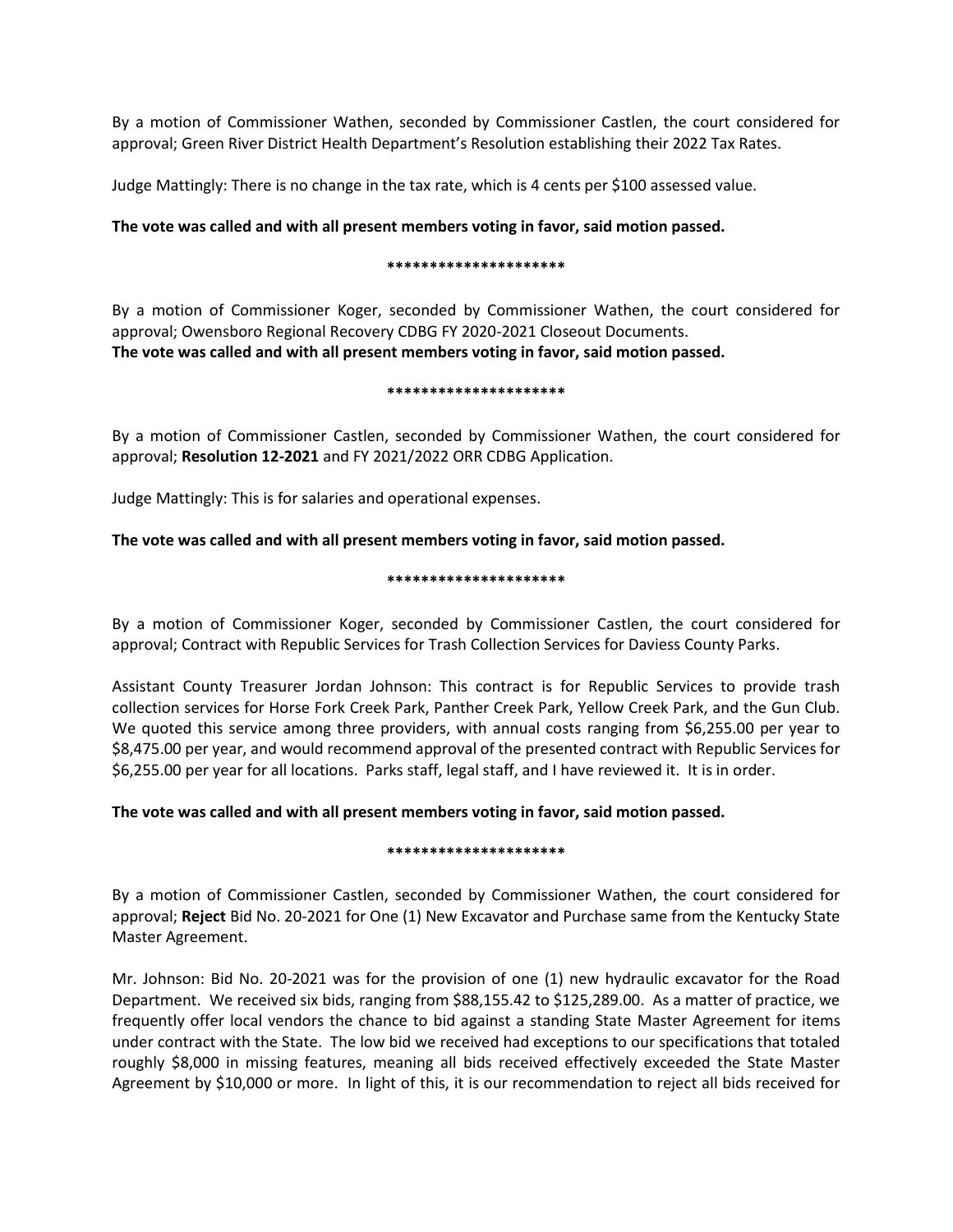By a motion of Commissioner Wathen, seconded by Commissioner Castlen, the court considered for approval; Green River District Health Department's Resolution establishing their 2022 Tax Rates.

Judge Mattingly: There is no change in the tax rate, which is 4 cents per $100 assessed value.

**The vote was called and with all present members voting in favor, said motion passed.**

**********************

By a motion of Commissioner Koger, seconded by Commissioner Wathen, the court considered for approval; Owensboro Regional Recovery CDBG FY 2020-2021 Closeout Documents.
**The vote was called and with all present members voting in favor, said motion passed.**

**********************

By a motion of Commissioner Castlen, seconded by Commissioner Wathen, the court considered for approval; **Resolution 12-2021** and FY 2021/2022 ORR CDBG Application.

Judge Mattingly: This is for salaries and operational expenses.

**The vote was called and with all present members voting in favor, said motion passed.**

**********************

By a motion of Commissioner Koger, seconded by Commissioner Castlen, the court considered for approval; Contract with Republic Services for Trash Collection Services for Daviess County Parks.

Assistant County Treasurer Jordan Johnson: This contract is for Republic Services to provide trash collection services for Horse Fork Creek Park, Panther Creek Park, Yellow Creek Park, and the Gun Club. We quoted this service among three providers, with annual costs ranging from $6,255.00 per year to $8,475.00 per year, and would recommend approval of the presented contract with Republic Services for $6,255.00 per year for all locations. Parks staff, legal staff, and I have reviewed it. It is in order.

**The vote was called and with all present members voting in favor, said motion passed.**

**********************

By a motion of Commissioner Castlen, seconded by Commissioner Wathen, the court considered for approval; **Reject** Bid No. 20-2021 for One (1) New Excavator and Purchase same from the Kentucky State Master Agreement.

Mr. Johnson: Bid No. 20-2021 was for the provision of one (1) new hydraulic excavator for the Road Department. We received six bids, ranging from $88,155.42 to $125,289.00. As a matter of practice, we frequently offer local vendors the chance to bid against a standing State Master Agreement for items under contract with the State. The low bid we received had exceptions to our specifications that totaled roughly $8,000 in missing features, meaning all bids received effectively exceeded the State Master Agreement by $10,000 or more. In light of this, it is our recommendation to reject all bids received for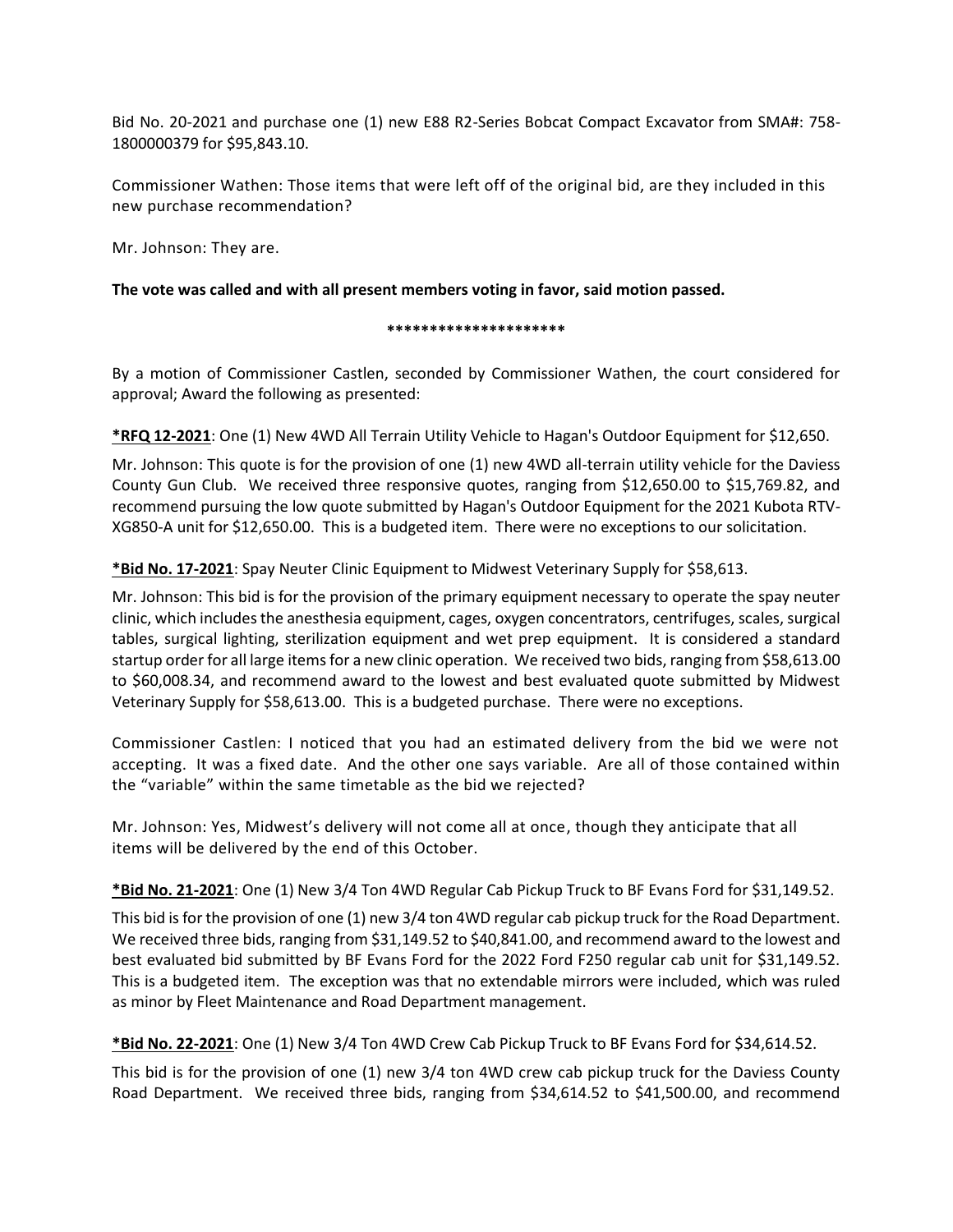Bid No. 20-2021 and purchase one (1) new E88 R2-Series Bobcat Compact Excavator from SMA#: 758-1800000379 for $95,843.10.

Commissioner Wathen: Those items that were left off of the original bid, are they included in this new purchase recommendation?

Mr. Johnson: They are.

**The vote was called and with all present members voting in favor, said motion passed.**

*********************

By a motion of Commissioner Castlen, seconded by Commissioner Wathen, the court considered for approval; Award the following as presented:

**\*RFQ 12-2021**: One (1) New 4WD All Terrain Utility Vehicle to Hagan's Outdoor Equipment for $12,650.

Mr. Johnson: This quote is for the provision of one (1) new 4WD all-terrain utility vehicle for the Daviess County Gun Club. We received three responsive quotes, ranging from $12,650.00 to $15,769.82, and recommend pursuing the low quote submitted by Hagan's Outdoor Equipment for the 2021 Kubota RTV-XG850-A unit for $12,650.00. This is a budgeted item. There were no exceptions to our solicitation.

**\*Bid No. 17-2021**: Spay Neuter Clinic Equipment to Midwest Veterinary Supply for $58,613.

Mr. Johnson: This bid is for the provision of the primary equipment necessary to operate the spay neuter clinic, which includes the anesthesia equipment, cages, oxygen concentrators, centrifuges, scales, surgical tables, surgical lighting, sterilization equipment and wet prep equipment. It is considered a standard startup order for all large items for a new clinic operation. We received two bids, ranging from $58,613.00 to $60,008.34, and recommend award to the lowest and best evaluated quote submitted by Midwest Veterinary Supply for $58,613.00. This is a budgeted purchase. There were no exceptions.

Commissioner Castlen: I noticed that you had an estimated delivery from the bid we were not accepting. It was a fixed date. And the other one says variable. Are all of those contained within the "variable" within the same timetable as the bid we rejected?

Mr. Johnson: Yes, Midwest's delivery will not come all at once, though they anticipate that all items will be delivered by the end of this October.

**\*Bid No. 21-2021**: One (1) New 3/4 Ton 4WD Regular Cab Pickup Truck to BF Evans Ford for $31,149.52.

This bid is for the provision of one (1) new 3/4 ton 4WD regular cab pickup truck for the Road Department. We received three bids, ranging from $31,149.52 to $40,841.00, and recommend award to the lowest and best evaluated bid submitted by BF Evans Ford for the 2022 Ford F250 regular cab unit for $31,149.52. This is a budgeted item. The exception was that no extendable mirrors were included, which was ruled as minor by Fleet Maintenance and Road Department management.

**\*Bid No. 22-2021**: One (1) New 3/4 Ton 4WD Crew Cab Pickup Truck to BF Evans Ford for $34,614.52.

This bid is for the provision of one (1) new 3/4 ton 4WD crew cab pickup truck for the Daviess County Road Department. We received three bids, ranging from $34,614.52 to $41,500.00, and recommend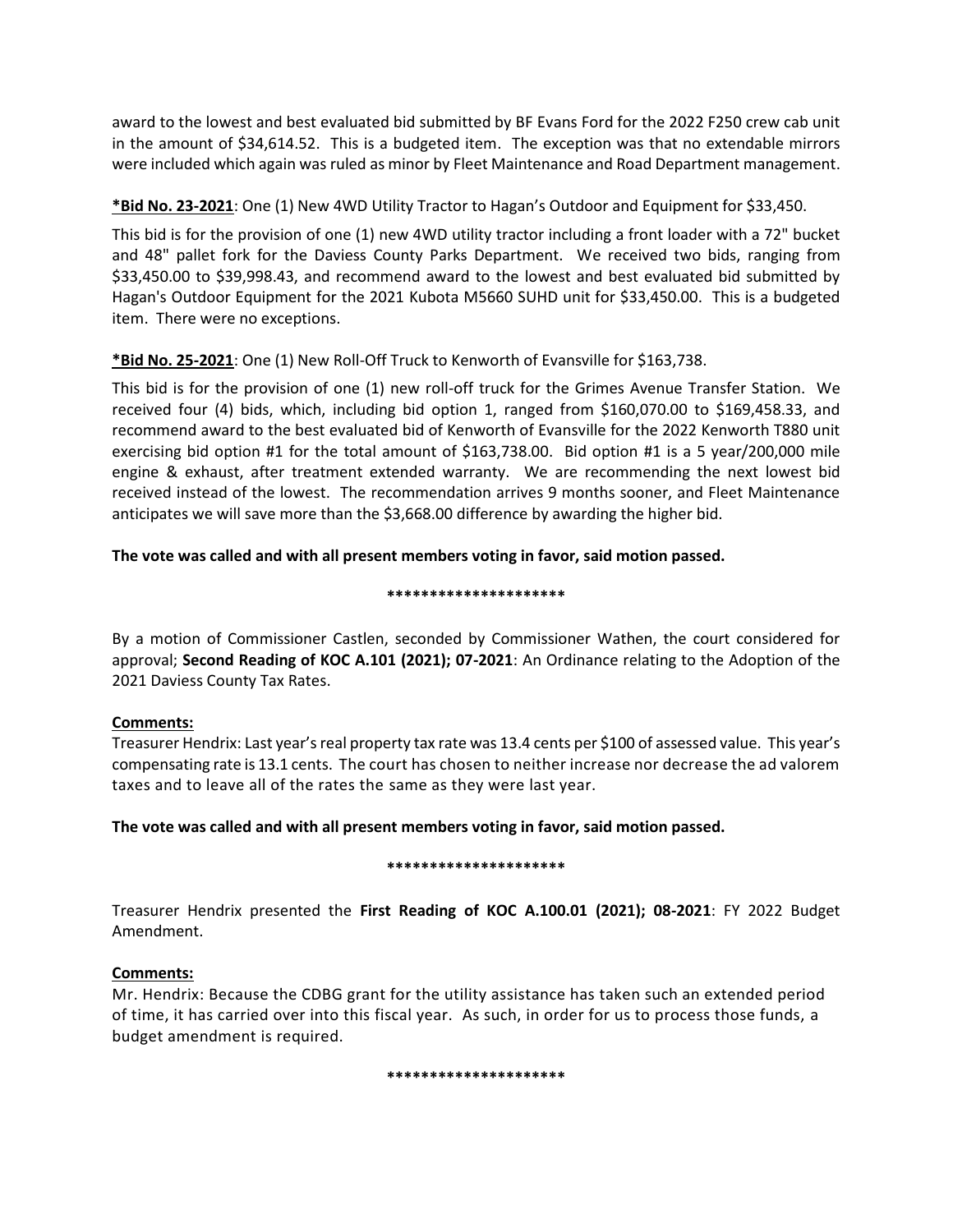award to the lowest and best evaluated bid submitted by BF Evans Ford for the 2022 F250 crew cab unit in the amount of $34,614.52. This is a budgeted item. The exception was that no extendable mirrors were included which again was ruled as minor by Fleet Maintenance and Road Department management.

**\*Bid No. 23-2021**: One (1) New 4WD Utility Tractor to Hagan's Outdoor and Equipment for $33,450.

This bid is for the provision of one (1) new 4WD utility tractor including a front loader with a 72" bucket and 48" pallet fork for the Daviess County Parks Department. We received two bids, ranging from $33,450.00 to $39,998.43, and recommend award to the lowest and best evaluated bid submitted by Hagan's Outdoor Equipment for the 2021 Kubota M5660 SUHD unit for $33,450.00. This is a budgeted item. There were no exceptions.

**\*Bid No. 25-2021**: One (1) New Roll-Off Truck to Kenworth of Evansville for $163,738.

This bid is for the provision of one (1) new roll-off truck for the Grimes Avenue Transfer Station. We received four (4) bids, which, including bid option 1, ranged from $160,070.00 to $169,458.33, and recommend award to the best evaluated bid of Kenworth of Evansville for the 2022 Kenworth T880 unit exercising bid option #1 for the total amount of $163,738.00. Bid option #1 is a 5 year/200,000 mile engine & exhaust, after treatment extended warranty. We are recommending the next lowest bid received instead of the lowest. The recommendation arrives 9 months sooner, and Fleet Maintenance anticipates we will save more than the $3,668.00 difference by awarding the higher bid.

**The vote was called and with all present members voting in favor, said motion passed.**

\*\*\*\*\*\*\*\*\*\*\*\*\*\*\*\*\*\*\*\*\*

By a motion of Commissioner Castlen, seconded by Commissioner Wathen, the court considered for approval; **Second Reading of KOC A.101 (2021); 07-2021**: An Ordinance relating to the Adoption of the 2021 Daviess County Tax Rates.

**Comments:**

Treasurer Hendrix: Last year's real property tax rate was 13.4 cents per $100 of assessed value. This year's compensating rate is 13.1 cents. The court has chosen to neither increase nor decrease the ad valorem taxes and to leave all of the rates the same as they were last year.

**The vote was called and with all present members voting in favor, said motion passed.**

\*\*\*\*\*\*\*\*\*\*\*\*\*\*\*\*\*\*\*\*\*

Treasurer Hendrix presented the **First Reading of KOC A.100.01 (2021); 08-2021**: FY 2022 Budget Amendment.

**Comments:**

Mr. Hendrix: Because the CDBG grant for the utility assistance has taken such an extended period of time, it has carried over into this fiscal year. As such, in order for us to process those funds, a budget amendment is required.

\*\*\*\*\*\*\*\*\*\*\*\*\*\*\*\*\*\*\*\*\*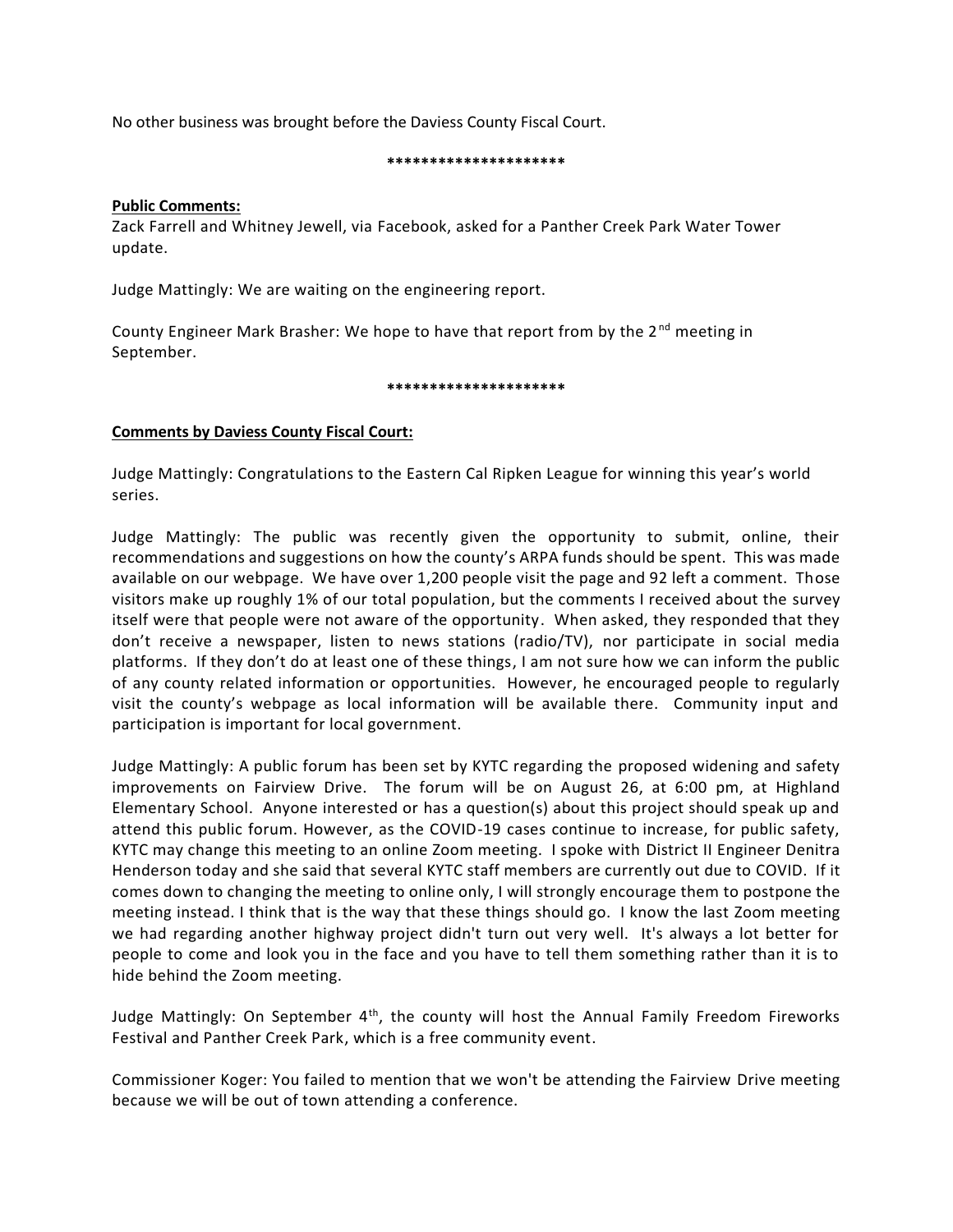No other business was brought before the Daviess County Fiscal Court.

*********************

**Public Comments:**

Zack Farrell and Whitney Jewell, via Facebook, asked for a Panther Creek Park Water Tower update.

Judge Mattingly: We are waiting on the engineering report.

County Engineer Mark Brasher: We hope to have that report from by the 2nd meeting in September.

*********************

**Comments by Daviess County Fiscal Court:**

Judge Mattingly: Congratulations to the Eastern Cal Ripken League for winning this year's world series.

Judge Mattingly: The public was recently given the opportunity to submit, online, their recommendations and suggestions on how the county's ARPA funds should be spent. This was made available on our webpage. We have over 1,200 people visit the page and 92 left a comment. Those visitors make up roughly 1% of our total population, but the comments I received about the survey itself were that people were not aware of the opportunity. When asked, they responded that they don't receive a newspaper, listen to news stations (radio/TV), nor participate in social media platforms. If they don't do at least one of these things, I am not sure how we can inform the public of any county related information or opportunities. However, he encouraged people to regularly visit the county's webpage as local information will be available there. Community input and participation is important for local government.

Judge Mattingly: A public forum has been set by KYTC regarding the proposed widening and safety improvements on Fairview Drive. The forum will be on August 26, at 6:00 pm, at Highland Elementary School. Anyone interested or has a question(s) about this project should speak up and attend this public forum. However, as the COVID-19 cases continue to increase, for public safety, KYTC may change this meeting to an online Zoom meeting. I spoke with District II Engineer Denitra Henderson today and she said that several KYTC staff members are currently out due to COVID. If it comes down to changing the meeting to online only, I will strongly encourage them to postpone the meeting instead. I think that is the way that these things should go. I know the last Zoom meeting we had regarding another highway project didn't turn out very well. It's always a lot better for people to come and look you in the face and you have to tell them something rather than it is to hide behind the Zoom meeting.

Judge Mattingly: On September 4th, the county will host the Annual Family Freedom Fireworks Festival and Panther Creek Park, which is a free community event.

Commissioner Koger: You failed to mention that we won't be attending the Fairview Drive meeting because we will be out of town attending a conference.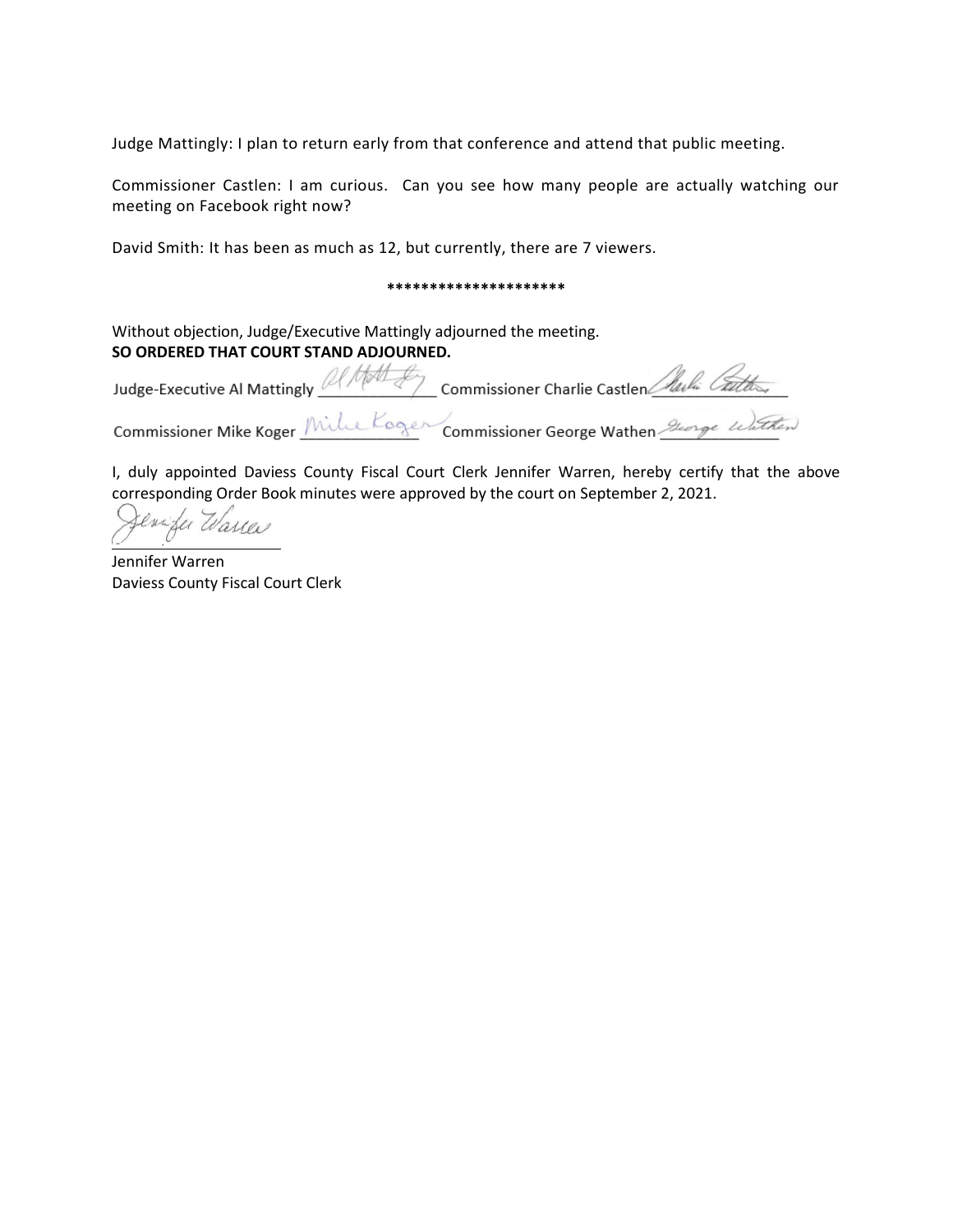Judge Mattingly: I plan to return early from that conference and attend that public meeting.

Commissioner Castlen: I am curious. Can you see how many people are actually watching our meeting on Facebook right now?

David Smith: It has been as much as 12, but currently, there are 7 viewers.

*********************

Without objection, Judge/Executive Mattingly adjourned the meeting.
**SO ORDERED THAT COURT STAND ADJOURNED.**

Judge-Executive Al Mattingly ______________ Commissioner Charlie Castlen______________

Commissioner Mike Koger ______________ Commissioner George Wathen______________

I, duly appointed Daviess County Fiscal Court Clerk Jennifer Warren, hereby certify that the above corresponding Order Book minutes were approved by the court on September 2, 2021.

______________________
Jennifer Warren
Daviess County Fiscal Court Clerk